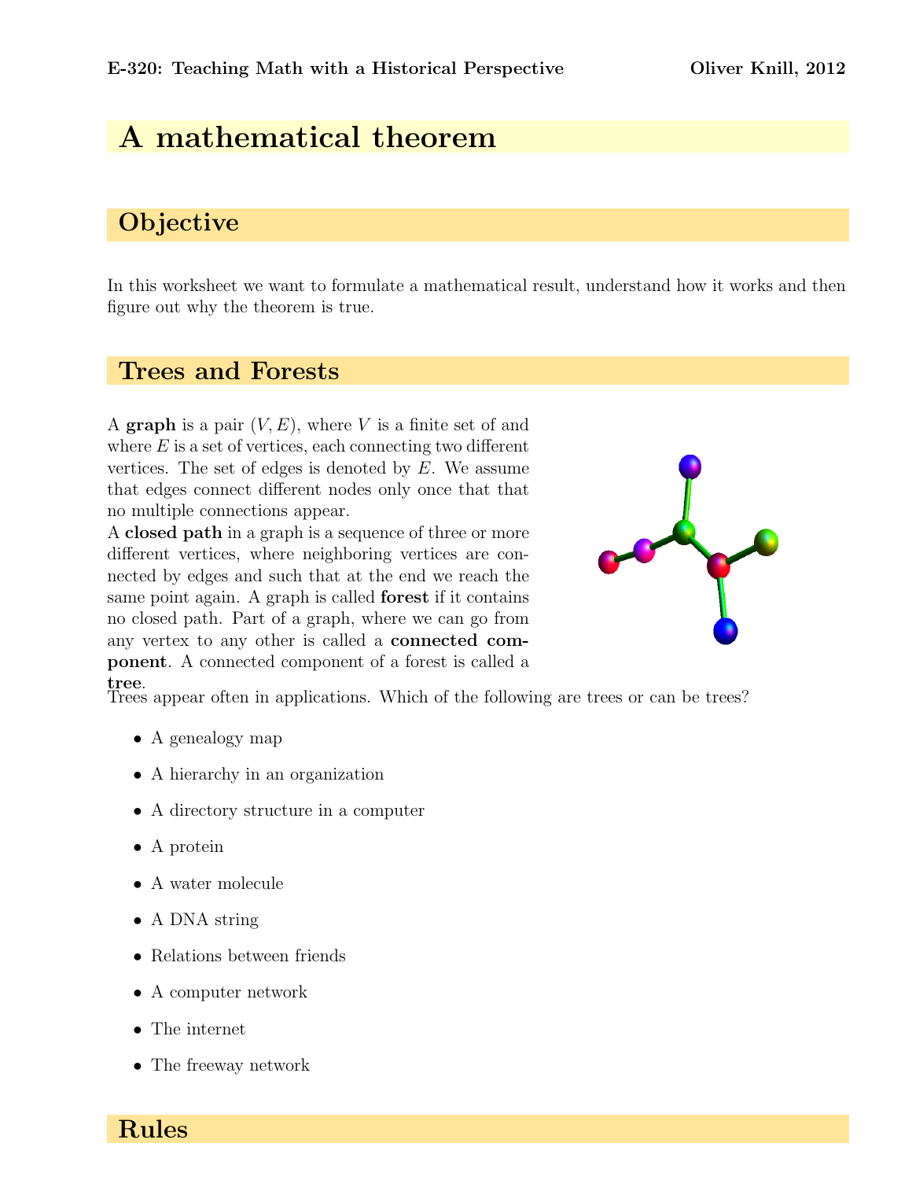# A mathematical theorem

## Objective

In this worksheet we want to formulate a mathematical result, understand how it works and then figure out why the theorem is true.

## Trees and Forests

A **graph** is a pair $(V, E)$, where $V$ is a finite set of and where $E$ is a set of vertices, each connecting two different vertices. The set of edges is denoted by $E$. We assume that edges connect different nodes only once that that no multiple connections appear.

A **closed path** in a graph is a sequence of three or more different vertices, where neighboring vertices are connected by edges and such that at the end we reach the same point again. A graph is called **forest** if it contains no closed path. Part of a graph, where we can go from any vertex to any other is called a **connected component**. A connected component of a forest is called a **tree**.

Trees appear often in applications. Which of the following are trees or can be trees?

- A genealogy map
- A hierarchy in an organization
- A directory structure in a computer
- A protein
- A water molecule
- A DNA string
- Relations between friends
- A computer network
- The internet
- The freeway network

## Rules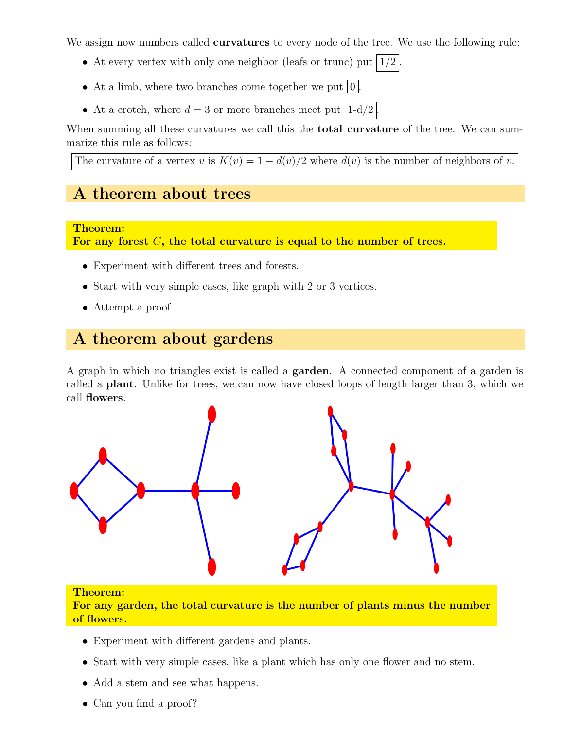We assign now numbers called **curvatures** to every node of the tree. We use the following rule:

- At every vertex with only one neighbor (leafs or trunc) put 1/2.
- At a limb, where two branches come together we put 0.
- At a crotch, where $d = 3$ or more branches meet put 1-d/2.

When summing all these curvatures we call this the **total curvature** of the tree. We can summarize this rule as follows:

The curvature of a vertex $v$ is $K(v) = 1 - d(v)/2$ where $d(v)$ is the number of neighbors of $v$.

## A theorem about trees

**Theorem:**
**For any forest $G$, the total curvature is equal to the number of trees.**

- Experiment with different trees and forests.
- Start with very simple cases, like graph with 2 or 3 vertices.
- Attempt a proof.

## A theorem about gardens

A graph in which no triangles exist is called a **garden**. A connected component of a garden is called a **plant**. Unlike for trees, we can now have closed loops of length larger than 3, which we call **flowers**.

**Theorem:**
**For any garden, the total curvature is the number of plants minus the number of flowers.**

- Experiment with different gardens and plants.
- Start with very simple cases, like a plant which has only one flower and no stem.
- Add a stem and see what happens.
- Can you find a proof?